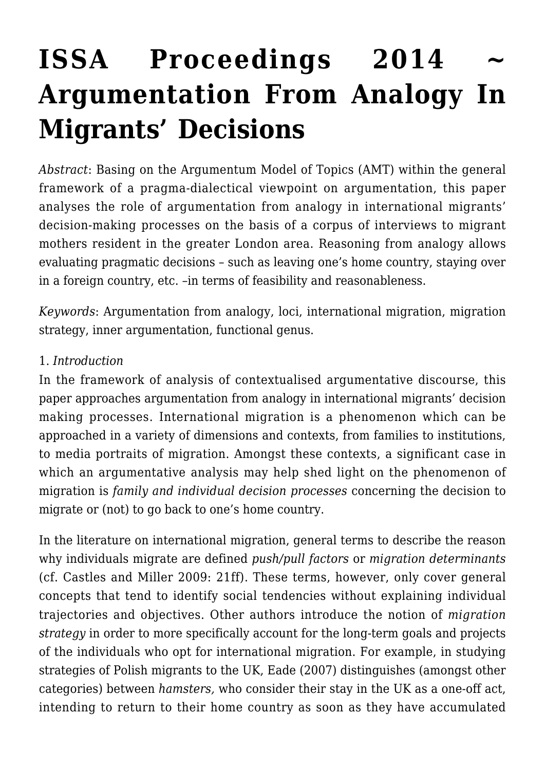# ISSA Proceedings 2014 ~ Argumentation From Analogy In Migrants' Decisions

*Abstract*: Basing on the Argumentum Model of Topics (AMT) within the general framework of a pragma-dialectical viewpoint on argumentation, this paper analyses the role of argumentation from analogy in international migrants' decision-making processes on the basis of a corpus of interviews to migrant mothers resident in the greater London area. Reasoning from analogy allows evaluating pragmatic decisions – such as leaving one's home country, staying over in a foreign country, etc. –in terms of feasibility and reasonableness.

*Keywords*: Argumentation from analogy, loci, international migration, migration strategy, inner argumentation, functional genus.

1. *Introduction*

In the framework of analysis of contextualised argumentative discourse, this paper approaches argumentation from analogy in international migrants' decision making processes. International migration is a phenomenon which can be approached in a variety of dimensions and contexts, from families to institutions, to media portraits of migration. Amongst these contexts, a significant case in which an argumentative analysis may help shed light on the phenomenon of migration is *family and individual decision processes* concerning the decision to migrate or (not) to go back to one's home country.

In the literature on international migration, general terms to describe the reason why individuals migrate are defined *push/pull factors* or *migration determinants* (cf. Castles and Miller 2009: 21ff). These terms, however, only cover general concepts that tend to identify social tendencies without explaining individual trajectories and objectives. Other authors introduce the notion of *migration strategy* in order to more specifically account for the long-term goals and projects of the individuals who opt for international migration. For example, in studying strategies of Polish migrants to the UK, Eade (2007) distinguishes (amongst other categories) between *hamsters,* who consider their stay in the UK as a one-off act, intending to return to their home country as soon as they have accumulated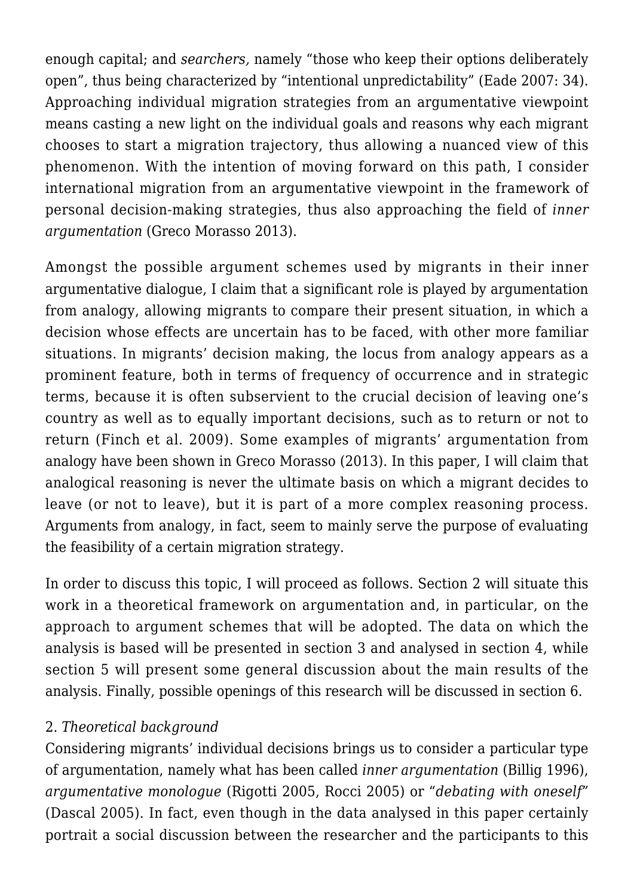enough capital; and *searchers,* namely "those who keep their options deliberately open", thus being characterized by "intentional unpredictability" (Eade 2007: 34). Approaching individual migration strategies from an argumentative viewpoint means casting a new light on the individual goals and reasons why each migrant chooses to start a migration trajectory, thus allowing a nuanced view of this phenomenon. With the intention of moving forward on this path, I consider international migration from an argumentative viewpoint in the framework of personal decision-making strategies, thus also approaching the field of *inner argumentation* (Greco Morasso 2013).

Amongst the possible argument schemes used by migrants in their inner argumentative dialogue, I claim that a significant role is played by argumentation from analogy, allowing migrants to compare their present situation, in which a decision whose effects are uncertain has to be faced, with other more familiar situations. In migrants' decision making, the locus from analogy appears as a prominent feature, both in terms of frequency of occurrence and in strategic terms, because it is often subservient to the crucial decision of leaving one's country as well as to equally important decisions, such as to return or not to return (Finch et al. 2009). Some examples of migrants' argumentation from analogy have been shown in Greco Morasso (2013). In this paper, I will claim that analogical reasoning is never the ultimate basis on which a migrant decides to leave (or not to leave), but it is part of a more complex reasoning process. Arguments from analogy, in fact, seem to mainly serve the purpose of evaluating the feasibility of a certain migration strategy.

In order to discuss this topic, I will proceed as follows. Section 2 will situate this work in a theoretical framework on argumentation and, in particular, on the approach to argument schemes that will be adopted. The data on which the analysis is based will be presented in section 3 and analysed in section 4, while section 5 will present some general discussion about the main results of the analysis. Finally, possible openings of this research will be discussed in section 6.

## 2. *Theoretical background*

Considering migrants' individual decisions brings us to consider a particular type of argumentation, namely what has been called *inner argumentation* (Billig 1996), *argumentative monologue* (Rigotti 2005, Rocci 2005) or "*debating with oneself*" (Dascal 2005). In fact, even though in the data analysed in this paper certainly portrait a social discussion between the researcher and the participants to this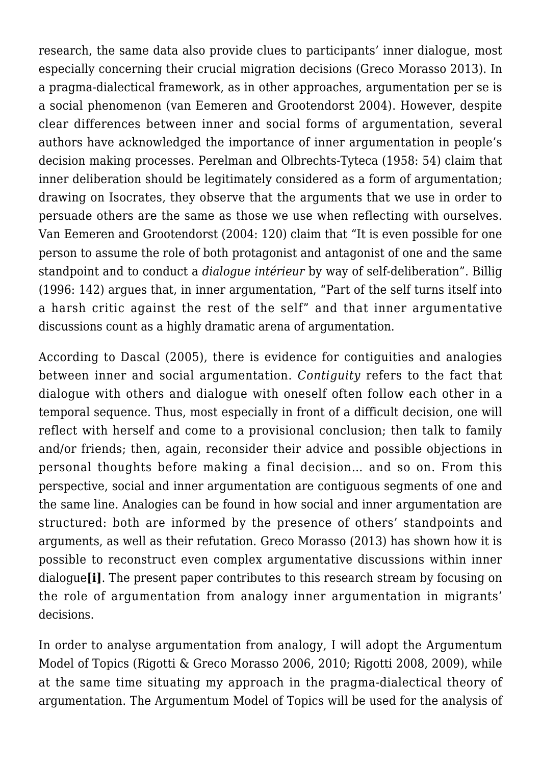research, the same data also provide clues to participants' inner dialogue, most especially concerning their crucial migration decisions (Greco Morasso 2013). In a pragma-dialectical framework, as in other approaches, argumentation per se is a social phenomenon (van Eemeren and Grootendorst 2004). However, despite clear differences between inner and social forms of argumentation, several authors have acknowledged the importance of inner argumentation in people's decision making processes. Perelman and Olbrechts-Tyteca (1958: 54) claim that inner deliberation should be legitimately considered as a form of argumentation; drawing on Isocrates, they observe that the arguments that we use in order to persuade others are the same as those we use when reflecting with ourselves. Van Eemeren and Grootendorst (2004: 120) claim that "It is even possible for one person to assume the role of both protagonist and antagonist of one and the same standpoint and to conduct a *dialogue intérieur* by way of self-deliberation". Billig (1996: 142) argues that, in inner argumentation, "Part of the self turns itself into a harsh critic against the rest of the self" and that inner argumentative discussions count as a highly dramatic arena of argumentation.

According to Dascal (2005), there is evidence for contiguities and analogies between inner and social argumentation. *Contiguity* refers to the fact that dialogue with others and dialogue with oneself often follow each other in a temporal sequence. Thus, most especially in front of a difficult decision, one will reflect with herself and come to a provisional conclusion; then talk to family and/or friends; then, again, reconsider their advice and possible objections in personal thoughts before making a final decision… and so on. From this perspective, social and inner argumentation are contiguous segments of one and the same line. Analogies can be found in how social and inner argumentation are structured: both are informed by the presence of others' standpoints and arguments, as well as their refutation. Greco Morasso (2013) has shown how it is possible to reconstruct even complex argumentative discussions within inner dialogue**[i]**. The present paper contributes to this research stream by focusing on the role of argumentation from analogy inner argumentation in migrants' decisions.

In order to analyse argumentation from analogy, I will adopt the Argumentum Model of Topics (Rigotti & Greco Morasso 2006, 2010; Rigotti 2008, 2009), while at the same time situating my approach in the pragma-dialectical theory of argumentation. The Argumentum Model of Topics will be used for the analysis of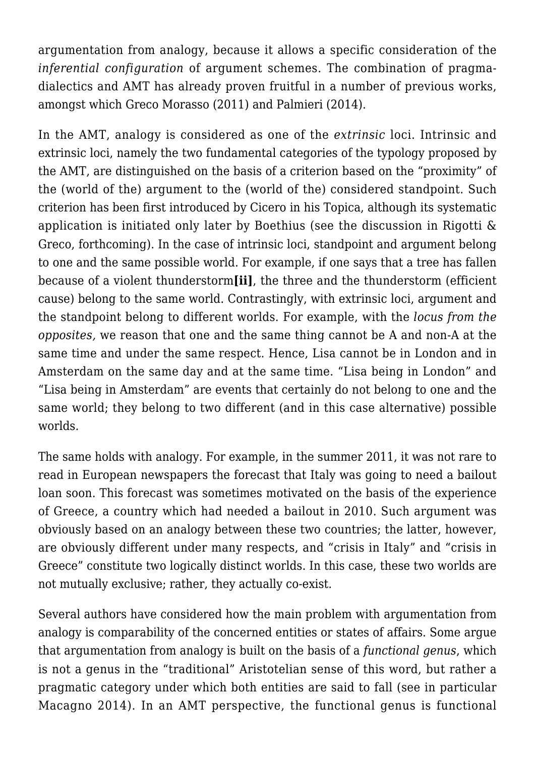argumentation from analogy, because it allows a specific consideration of the *inferential configuration* of argument schemes. The combination of pragma-dialectics and AMT has already proven fruitful in a number of previous works, amongst which Greco Morasso (2011) and Palmieri (2014).

In the AMT, analogy is considered as one of the *extrinsic* loci. Intrinsic and extrinsic loci, namely the two fundamental categories of the typology proposed by the AMT, are distinguished on the basis of a criterion based on the "proximity" of the (world of the) argument to the (world of the) considered standpoint. Such criterion has been first introduced by Cicero in his Topica, although its systematic application is initiated only later by Boethius (see the discussion in Rigotti & Greco, forthcoming). In the case of intrinsic loci, standpoint and argument belong to one and the same possible world. For example, if one says that a tree has fallen because of a violent thunderstorm**[ii]**, the three and the thunderstorm (efficient cause) belong to the same world. Contrastingly, with extrinsic loci, argument and the standpoint belong to different worlds. For example, with the *locus from the opposites,* we reason that one and the same thing cannot be A and non-A at the same time and under the same respect. Hence, Lisa cannot be in London and in Amsterdam on the same day and at the same time. "Lisa being in London" and "Lisa being in Amsterdam" are events that certainly do not belong to one and the same world; they belong to two different (and in this case alternative) possible worlds.

The same holds with analogy. For example, in the summer 2011, it was not rare to read in European newspapers the forecast that Italy was going to need a bailout loan soon. This forecast was sometimes motivated on the basis of the experience of Greece, a country which had needed a bailout in 2010. Such argument was obviously based on an analogy between these two countries; the latter, however, are obviously different under many respects, and "crisis in Italy" and "crisis in Greece" constitute two logically distinct worlds. In this case, these two worlds are not mutually exclusive; rather, they actually co-exist.

Several authors have considered how the main problem with argumentation from analogy is comparability of the concerned entities or states of affairs. Some argue that argumentation from analogy is built on the basis of a *functional genus*, which is not a genus in the "traditional" Aristotelian sense of this word, but rather a pragmatic category under which both entities are said to fall (see in particular Macagno 2014). In an AMT perspective, the functional genus is functional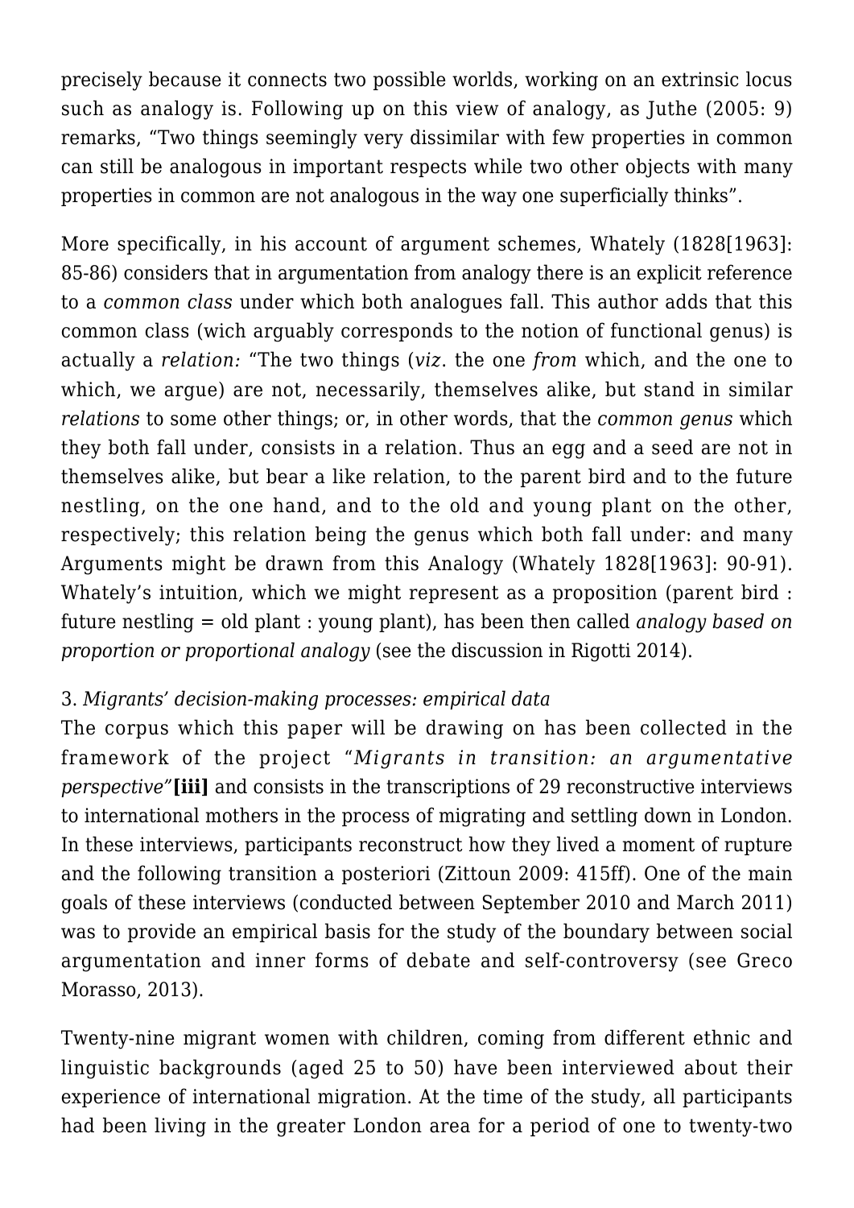precisely because it connects two possible worlds, working on an extrinsic locus such as analogy is. Following up on this view of analogy, as Juthe (2005: 9) remarks, "Two things seemingly very dissimilar with few properties in common can still be analogous in important respects while two other objects with many properties in common are not analogous in the way one superficially thinks".

More specifically, in his account of argument schemes, Whately (1828[1963]: 85-86) considers that in argumentation from analogy there is an explicit reference to a *common class* under which both analogues fall. This author adds that this common class (wich arguably corresponds to the notion of functional genus) is actually a *relation:* "The two things (*viz*. the one *from* which, and the one to which, we argue) are not, necessarily, themselves alike, but stand in similar *relations* to some other things; or, in other words, that the *common genus* which they both fall under, consists in a relation. Thus an egg and a seed are not in themselves alike, but bear a like relation, to the parent bird and to the future nestling, on the one hand, and to the old and young plant on the other, respectively; this relation being the genus which both fall under: and many Arguments might be drawn from this Analogy (Whately 1828[1963]: 90-91). Whately's intuition, which we might represent as a proposition (parent bird : future nestling = old plant : young plant), has been then called *analogy based on proportion or proportional analogy* (see the discussion in Rigotti 2014).

### 3. *Migrants' decision-making processes: empirical data*

The corpus which this paper will be drawing on has been collected in the framework of the project "*Migrants in transition: an argumentative perspective*"**[iii]** and consists in the transcriptions of 29 reconstructive interviews to international mothers in the process of migrating and settling down in London. In these interviews, participants reconstruct how they lived a moment of rupture and the following transition a posteriori (Zittoun 2009: 415ff). One of the main goals of these interviews (conducted between September 2010 and March 2011) was to provide an empirical basis for the study of the boundary between social argumentation and inner forms of debate and self-controversy (see Greco Morasso, 2013).

Twenty-nine migrant women with children, coming from different ethnic and linguistic backgrounds (aged 25 to 50) have been interviewed about their experience of international migration. At the time of the study, all participants had been living in the greater London area for a period of one to twenty-two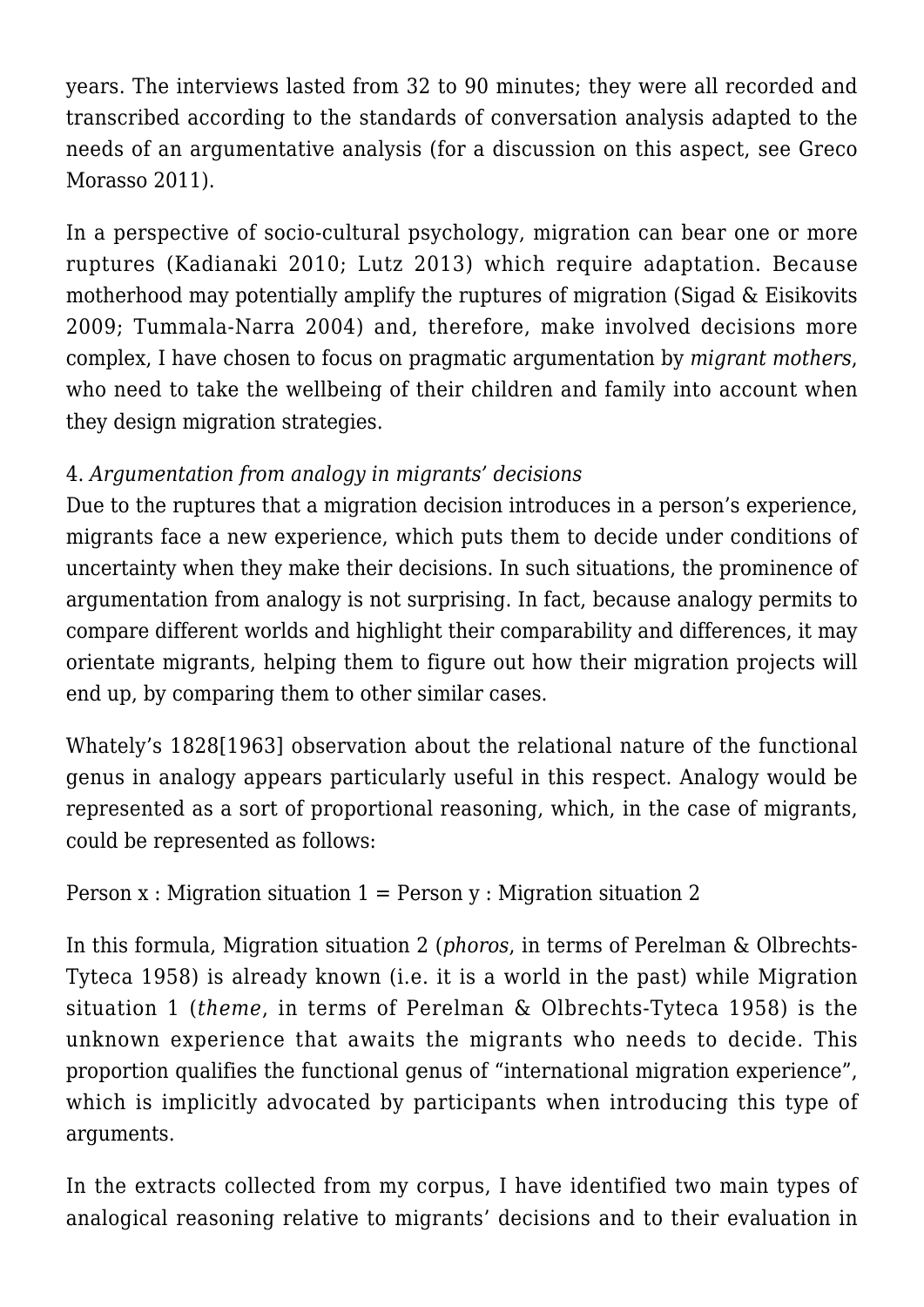years. The interviews lasted from 32 to 90 minutes; they were all recorded and transcribed according to the standards of conversation analysis adapted to the needs of an argumentative analysis (for a discussion on this aspect, see Greco Morasso 2011).

In a perspective of socio-cultural psychology, migration can bear one or more ruptures (Kadianaki 2010; Lutz 2013) which require adaptation. Because motherhood may potentially amplify the ruptures of migration (Sigad & Eisikovits 2009; Tummala-Narra 2004) and, therefore, make involved decisions more complex, I have chosen to focus on pragmatic argumentation by *migrant mothers*, who need to take the wellbeing of their children and family into account when they design migration strategies.

### 4. *Argumentation from analogy in migrants' decisions*

Due to the ruptures that a migration decision introduces in a person's experience, migrants face a new experience, which puts them to decide under conditions of uncertainty when they make their decisions. In such situations, the prominence of argumentation from analogy is not surprising. In fact, because analogy permits to compare different worlds and highlight their comparability and differences, it may orientate migrants, helping them to figure out how their migration projects will end up, by comparing them to other similar cases.

Whately's 1828[1963] observation about the relational nature of the functional genus in analogy appears particularly useful in this respect. Analogy would be represented as a sort of proportional reasoning, which, in the case of migrants, could be represented as follows:

Person x : Migration situation 1 = Person y : Migration situation 2

In this formula, Migration situation 2 (*phoros*, in terms of Perelman & Olbrechts-Tyteca 1958) is already known (i.e. it is a world in the past) while Migration situation 1 (*theme*, in terms of Perelman & Olbrechts-Tyteca 1958) is the unknown experience that awaits the migrants who needs to decide. This proportion qualifies the functional genus of "international migration experience", which is implicitly advocated by participants when introducing this type of arguments.

In the extracts collected from my corpus, I have identified two main types of analogical reasoning relative to migrants' decisions and to their evaluation in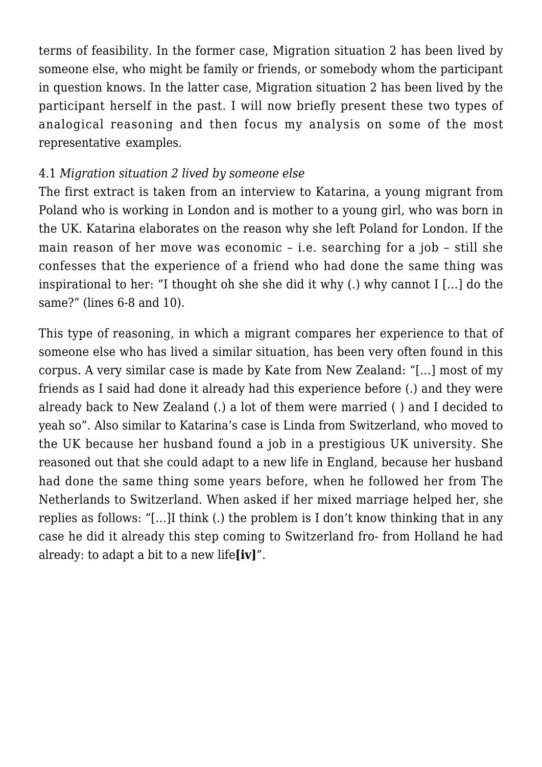terms of feasibility. In the former case, Migration situation 2 has been lived by someone else, who might be family or friends, or somebody whom the participant in question knows. In the latter case, Migration situation 2 has been lived by the participant herself in the past. I will now briefly present these two types of analogical reasoning and then focus my analysis on some of the most representative examples.

### 4.1 *Migration situation 2 lived by someone else*

The first extract is taken from an interview to Katarina, a young migrant from Poland who is working in London and is mother to a young girl, who was born in the UK. Katarina elaborates on the reason why she left Poland for London. If the main reason of her move was economic – i.e. searching for a job – still she confesses that the experience of a friend who had done the same thing was inspirational to her: "I thought oh she she did it why (.) why cannot I […] do the same?" (lines 6-8 and 10).

This type of reasoning, in which a migrant compares her experience to that of someone else who has lived a similar situation, has been very often found in this corpus. A very similar case is made by Kate from New Zealand: "[…] most of my friends as I said had done it already had this experience before (.) and they were already back to New Zealand (.) a lot of them were married ( ) and I decided to yeah so". Also similar to Katarina's case is Linda from Switzerland, who moved to the UK because her husband found a job in a prestigious UK university. She reasoned out that she could adapt to a new life in England, because her husband had done the same thing some years before, when he followed her from The Netherlands to Switzerland. When asked if her mixed marriage helped her, she replies as follows: "[…]I think (.) the problem is I don't know thinking that in any case he did it already this step coming to Switzerland fro- from Holland he had already: to adapt a bit to a new life**[iv]**".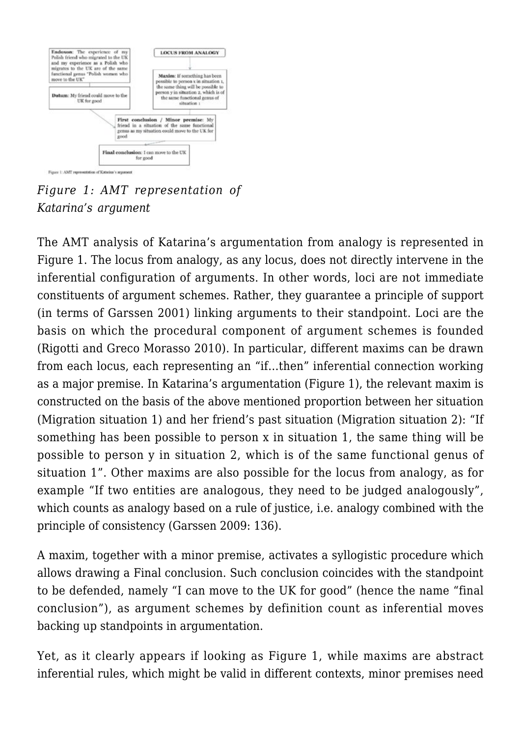**Endoxon**: The experience of my Polish friend who migrated to the UK and my experience as a Polish who migrates to the UK are of the same functional genus "Polish women who move to the UK"

**LOCUS FROM ANALOGY**

**Maxim**: If something has been possible to person x in situation 1, the same thing will be possible to person y in situation 2, which is of the same functional genus of situation 1

**Datum**: My friend could move to the UK for good

**First conclusion / Minor premise**: My friend in a situation of the same functional genus as my situation could move to the UK for good

**Final conclusion**: I can move to the UK for good

Figure 1: AMT representation of Katarina's argument

*Figure 1: AMT representation of Katarina's argument*

The AMT analysis of Katarina's argumentation from analogy is represented in Figure 1. The locus from analogy, as any locus, does not directly intervene in the inferential configuration of arguments. In other words, loci are not immediate constituents of argument schemes. Rather, they guarantee a principle of support (in terms of Garssen 2001) linking arguments to their standpoint. Loci are the basis on which the procedural component of argument schemes is founded (Rigotti and Greco Morasso 2010). In particular, different maxims can be drawn from each locus, each representing an "if…then" inferential connection working as a major premise. In Katarina's argumentation (Figure 1), the relevant maxim is constructed on the basis of the above mentioned proportion between her situation (Migration situation 1) and her friend's past situation (Migration situation 2): "If something has been possible to person x in situation 1, the same thing will be possible to person y in situation 2, which is of the same functional genus of situation 1". Other maxims are also possible for the locus from analogy, as for example "If two entities are analogous, they need to be judged analogously", which counts as analogy based on a rule of justice, i.e. analogy combined with the principle of consistency (Garssen 2009: 136).

A maxim, together with a minor premise, activates a syllogistic procedure which allows drawing a Final conclusion. Such conclusion coincides with the standpoint to be defended, namely "I can move to the UK for good" (hence the name "final conclusion"), as argument schemes by definition count as inferential moves backing up standpoints in argumentation.

Yet, as it clearly appears if looking as Figure 1, while maxims are abstract inferential rules, which might be valid in different contexts, minor premises need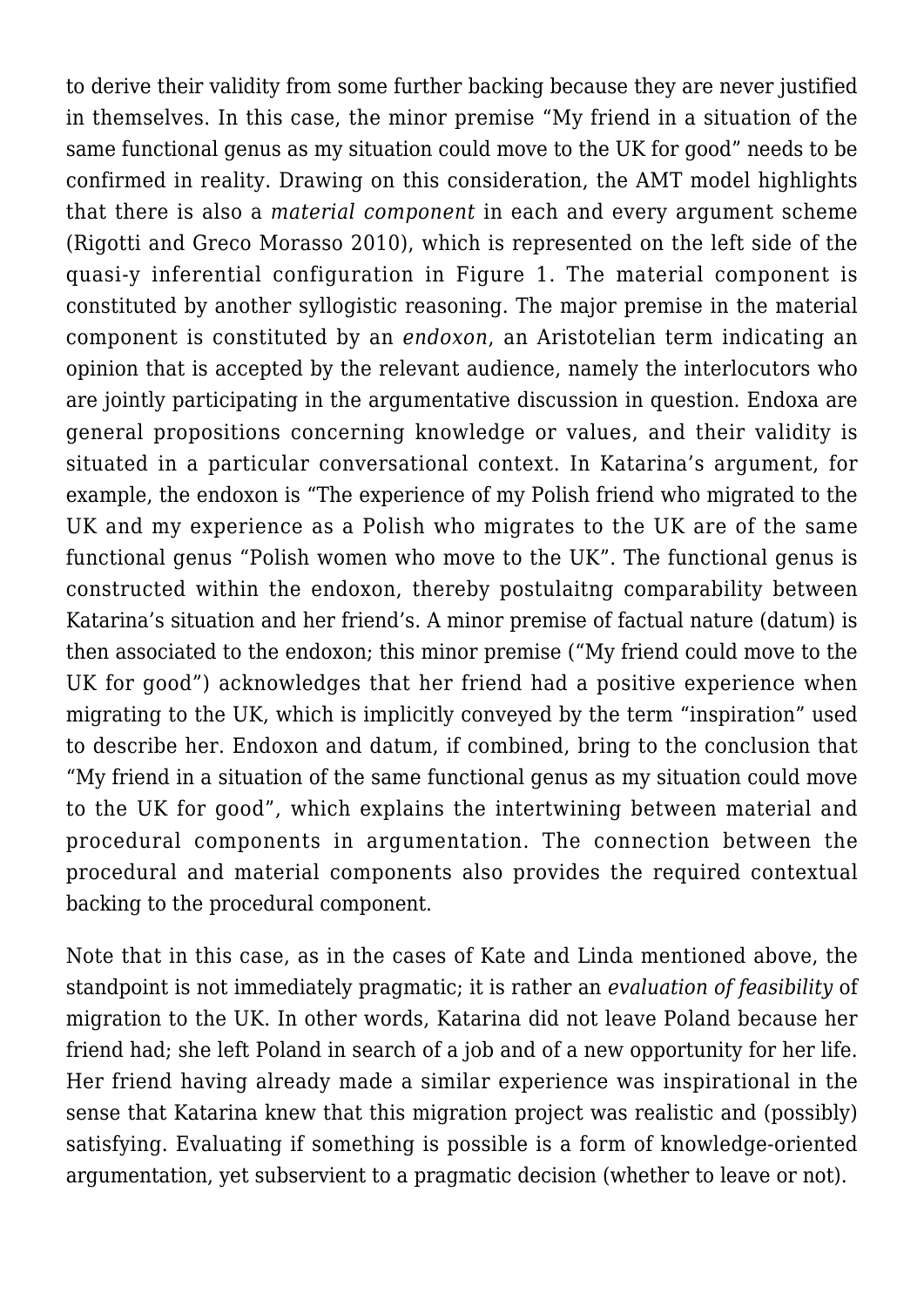to derive their validity from some further backing because they are never justified in themselves. In this case, the minor premise "My friend in a situation of the same functional genus as my situation could move to the UK for good" needs to be confirmed in reality. Drawing on this consideration, the AMT model highlights that there is also a *material component* in each and every argument scheme (Rigotti and Greco Morasso 2010), which is represented on the left side of the quasi-y inferential configuration in Figure 1. The material component is constituted by another syllogistic reasoning. The major premise in the material component is constituted by an *endoxon*, an Aristotelian term indicating an opinion that is accepted by the relevant audience, namely the interlocutors who are jointly participating in the argumentative discussion in question. Endoxa are general propositions concerning knowledge or values, and their validity is situated in a particular conversational context. In Katarina's argument, for example, the endoxon is "The experience of my Polish friend who migrated to the UK and my experience as a Polish who migrates to the UK are of the same functional genus "Polish women who move to the UK". The functional genus is constructed within the endoxon, thereby postulaitng comparability between Katarina's situation and her friend's. A minor premise of factual nature (datum) is then associated to the endoxon; this minor premise ("My friend could move to the UK for good") acknowledges that her friend had a positive experience when migrating to the UK, which is implicitly conveyed by the term "inspiration" used to describe her. Endoxon and datum, if combined, bring to the conclusion that "My friend in a situation of the same functional genus as my situation could move to the UK for good", which explains the intertwining between material and procedural components in argumentation. The connection between the procedural and material components also provides the required contextual backing to the procedural component.

Note that in this case, as in the cases of Kate and Linda mentioned above, the standpoint is not immediately pragmatic; it is rather an *evaluation of feasibility* of migration to the UK. In other words, Katarina did not leave Poland because her friend had; she left Poland in search of a job and of a new opportunity for her life. Her friend having already made a similar experience was inspirational in the sense that Katarina knew that this migration project was realistic and (possibly) satisfying. Evaluating if something is possible is a form of knowledge-oriented argumentation, yet subservient to a pragmatic decision (whether to leave or not).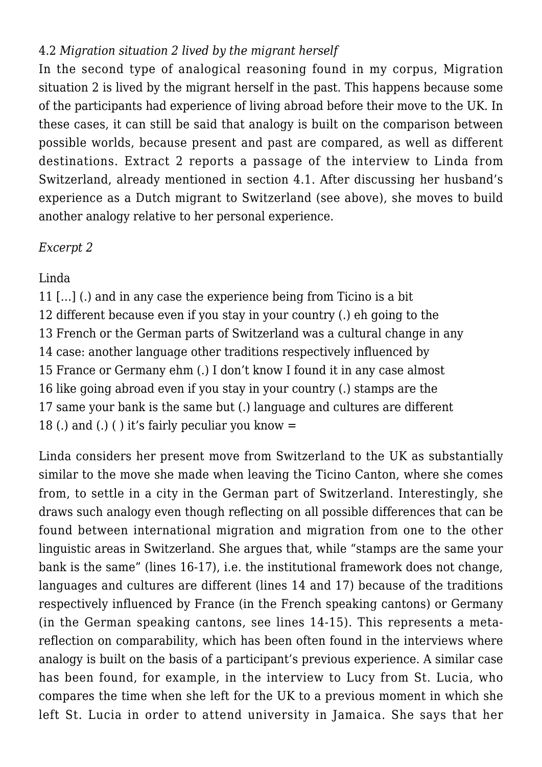### 4.2 *Migration situation 2 lived by the migrant herself*

In the second type of analogical reasoning found in my corpus, Migration situation 2 is lived by the migrant herself in the past. This happens because some of the participants had experience of living abroad before their move to the UK. In these cases, it can still be said that analogy is built on the comparison between possible worlds, because present and past are compared, as well as different destinations. Extract 2 reports a passage of the interview to Linda from Switzerland, already mentioned in section 4.1. After discussing her husband's experience as a Dutch migrant to Switzerland (see above), she moves to build another analogy relative to her personal experience.

*Excerpt 2*

Linda

11 […] (.) and in any case the experience being from Ticino is a bit
12 different because even if you stay in your country (.) eh going to the
13 French or the German parts of Switzerland was a cultural change in any
14 case: another language other traditions respectively influenced by
15 France or Germany ehm (.) I don't know I found it in any case almost
16 like going abroad even if you stay in your country (.) stamps are the
17 same your bank is the same but (.) language and cultures are different
18 (.) and (.) ( ) it's fairly peculiar you know =

Linda considers her present move from Switzerland to the UK as substantially similar to the move she made when leaving the Ticino Canton, where she comes from, to settle in a city in the German part of Switzerland. Interestingly, she draws such analogy even though reflecting on all possible differences that can be found between international migration and migration from one to the other linguistic areas in Switzerland. She argues that, while "stamps are the same your bank is the same" (lines 16-17), i.e. the institutional framework does not change, languages and cultures are different (lines 14 and 17) because of the traditions respectively influenced by France (in the French speaking cantons) or Germany (in the German speaking cantons, see lines 14-15). This represents a meta-reflection on comparability, which has been often found in the interviews where analogy is built on the basis of a participant's previous experience. A similar case has been found, for example, in the interview to Lucy from St. Lucia, who compares the time when she left for the UK to a previous moment in which she left St. Lucia in order to attend university in Jamaica. She says that her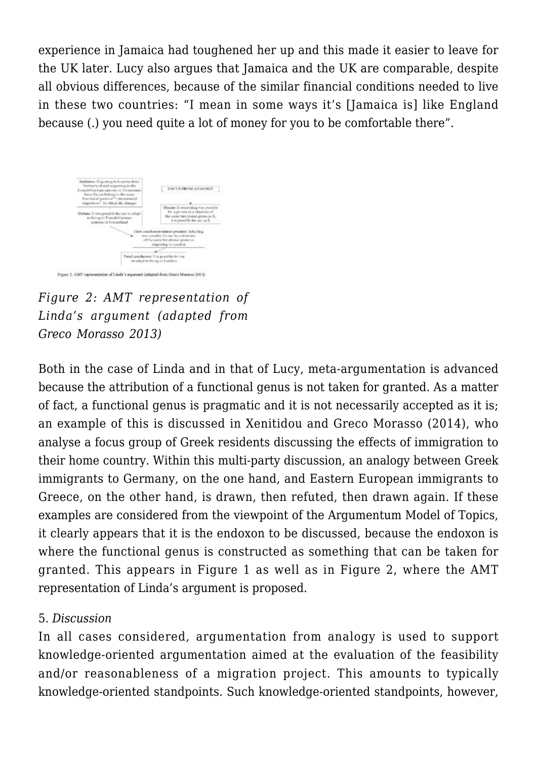experience in Jamaica had toughened her up and this made it easier to leave for the UK later. Lucy also argues that Jamaica and the UK are comparable, despite all obvious differences, because of the similar financial conditions needed to live in these two countries: “I mean in some ways it’s [Jamaica is] like England because (.) you need quite a lot of money for you to be comfortable there”.

Figure 2: AMT representation of Linda’s argument (adapted from Greco Morasso 2013)

*Figure 2: AMT representation of Linda’s argument (adapted from Greco Morasso 2013)*

Both in the case of Linda and in that of Lucy, meta-argumentation is advanced because the attribution of a functional genus is not taken for granted. As a matter of fact, a functional genus is pragmatic and it is not necessarily accepted as it is; an example of this is discussed in Xenitidou and Greco Morasso (2014), who analyse a focus group of Greek residents discussing the effects of immigration to their home country. Within this multi-party discussion, an analogy between Greek immigrants to Germany, on the one hand, and Eastern European immigrants to Greece, on the other hand, is drawn, then refuted, then drawn again. If these examples are considered from the viewpoint of the Argumentum Model of Topics, it clearly appears that it is the endoxon to be discussed, because the endoxon is where the functional genus is constructed as something that can be taken for granted. This appears in Figure 1 as well as in Figure 2, where the AMT representation of Linda’s argument is proposed.

5. *Discussion*

In all cases considered, argumentation from analogy is used to support knowledge-oriented argumentation aimed at the evaluation of the feasibility and/or reasonableness of a migration project. This amounts to typically knowledge-oriented standpoints. Such knowledge-oriented standpoints, however,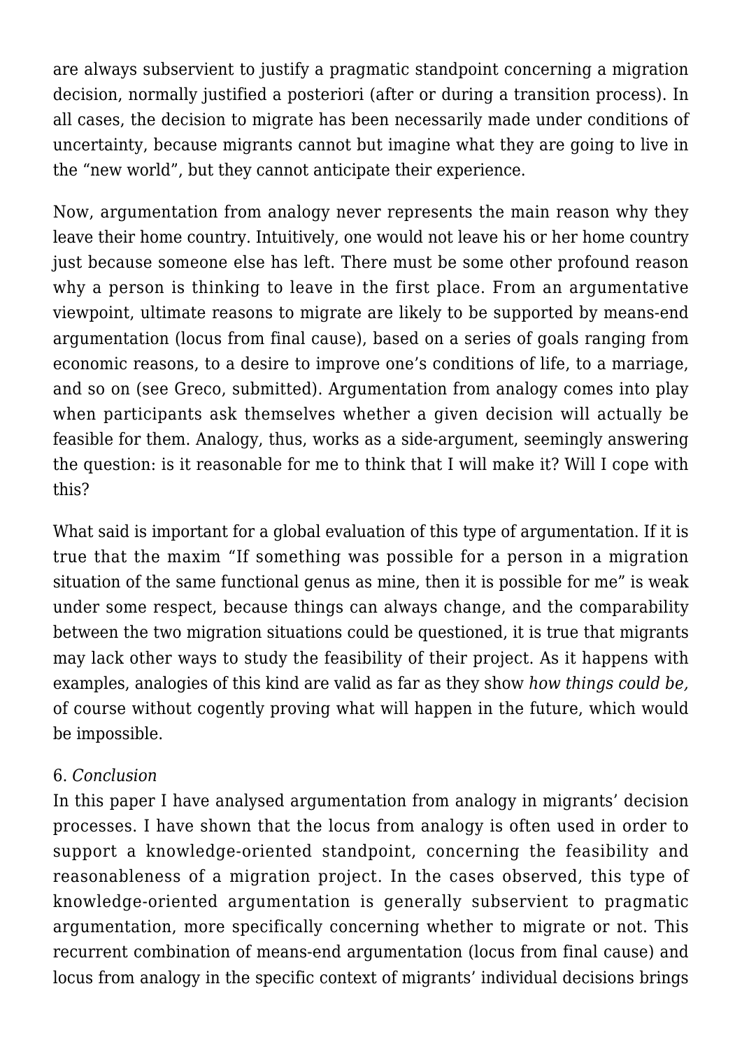are always subservient to justify a pragmatic standpoint concerning a migration decision, normally justified a posteriori (after or during a transition process). In all cases, the decision to migrate has been necessarily made under conditions of uncertainty, because migrants cannot but imagine what they are going to live in the "new world", but they cannot anticipate their experience.

Now, argumentation from analogy never represents the main reason why they leave their home country. Intuitively, one would not leave his or her home country just because someone else has left. There must be some other profound reason why a person is thinking to leave in the first place. From an argumentative viewpoint, ultimate reasons to migrate are likely to be supported by means-end argumentation (locus from final cause), based on a series of goals ranging from economic reasons, to a desire to improve one's conditions of life, to a marriage, and so on (see Greco, submitted). Argumentation from analogy comes into play when participants ask themselves whether a given decision will actually be feasible for them. Analogy, thus, works as a side-argument, seemingly answering the question: is it reasonable for me to think that I will make it? Will I cope with this?

What said is important for a global evaluation of this type of argumentation. If it is true that the maxim "If something was possible for a person in a migration situation of the same functional genus as mine, then it is possible for me" is weak under some respect, because things can always change, and the comparability between the two migration situations could be questioned, it is true that migrants may lack other ways to study the feasibility of their project. As it happens with examples, analogies of this kind are valid as far as they show *how things could be,* of course without cogently proving what will happen in the future, which would be impossible.

## 6. *Conclusion*

In this paper I have analysed argumentation from analogy in migrants' decision processes. I have shown that the locus from analogy is often used in order to support a knowledge-oriented standpoint, concerning the feasibility and reasonableness of a migration project. In the cases observed, this type of knowledge-oriented argumentation is generally subservient to pragmatic argumentation, more specifically concerning whether to migrate or not. This recurrent combination of means-end argumentation (locus from final cause) and locus from analogy in the specific context of migrants' individual decisions brings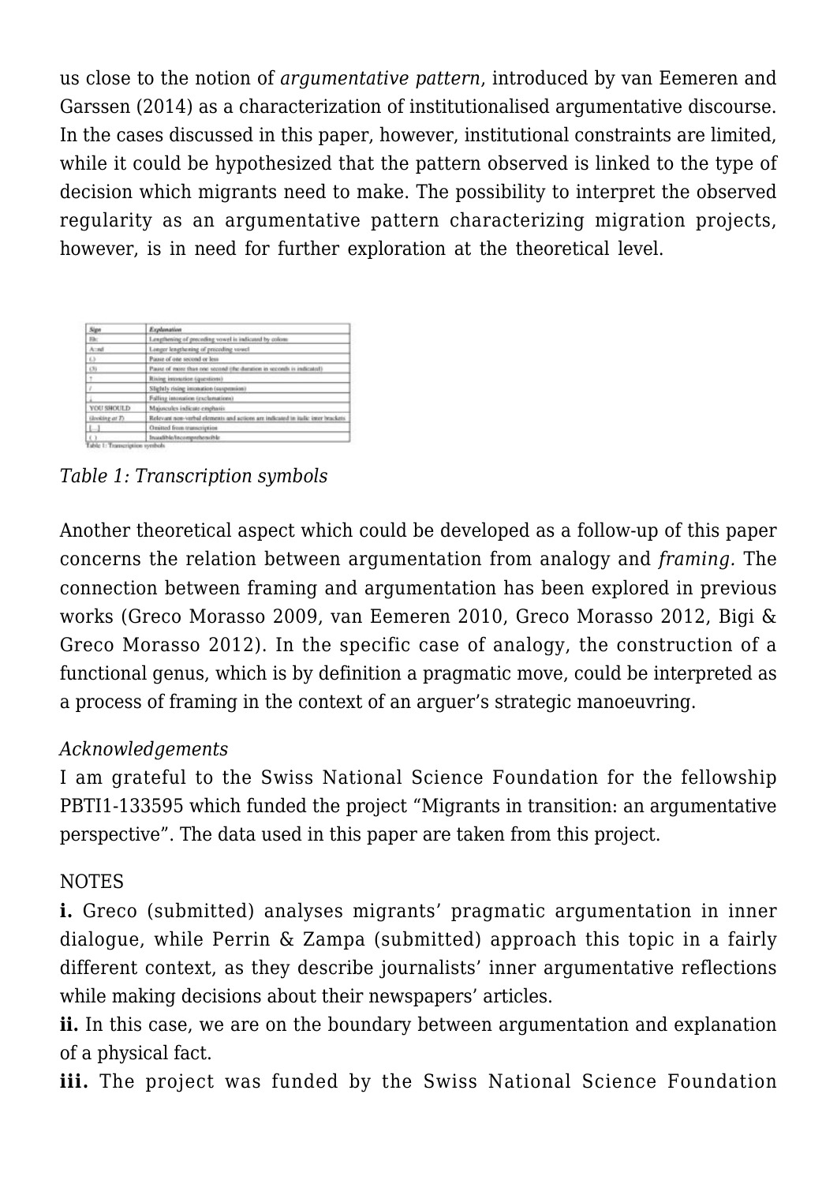us close to the notion of *argumentative pattern*, introduced by van Eemeren and Garssen (2014) as a characterization of institutionalised argumentative discourse. In the cases discussed in this paper, however, institutional constraints are limited, while it could be hypothesized that the pattern observed is linked to the type of decision which migrants need to make. The possibility to interpret the observed regularity as an argumentative pattern characterizing migration projects, however, is in need for further exploration at the theoretical level.

| Sign | Explanation |
|---|---|
| Eh: | Lengthening of preceding vowel is indicated by colons |
| A::nd | Longer lengthening of preceding vowel |
| (.) | Pause of one second or less |
| (3) | Pause of more than one second (the duration in seconds is indicated) |
| ? | Rising intonation (questions) |
| / | Slightly rising intonation (suspension) |
| ; | Falling intonation (exclamations) |
| YOU SHOULD | Majuscules indicate emphasis |
| (*looking at T*) | Relevant non-verbal elements and actions are indicated in italic inner brackets |
| [...] | Omitted from transcription |
| ( ) | Inaudible/incomprehensible |

Table 1: Transcription symbols

*Table 1: Transcription symbols*

Another theoretical aspect which could be developed as a follow-up of this paper concerns the relation between argumentation from analogy and *framing.* The connection between framing and argumentation has been explored in previous works (Greco Morasso 2009, van Eemeren 2010, Greco Morasso 2012, Bigi & Greco Morasso 2012). In the specific case of analogy, the construction of a functional genus, which is by definition a pragmatic move, could be interpreted as a process of framing in the context of an arguer's strategic manoeuvring.

*Acknowledgements*
I am grateful to the Swiss National Science Foundation for the fellowship PBTI1-133595 which funded the project "Migrants in transition: an argumentative perspective". The data used in this paper are taken from this project.

NOTES

**i.** Greco (submitted) analyses migrants' pragmatic argumentation in inner dialogue, while Perrin & Zampa (submitted) approach this topic in a fairly different context, as they describe journalists' inner argumentative reflections while making decisions about their newspapers' articles.

**ii.** In this case, we are on the boundary between argumentation and explanation of a physical fact.

**iii.** The project was funded by the Swiss National Science Foundation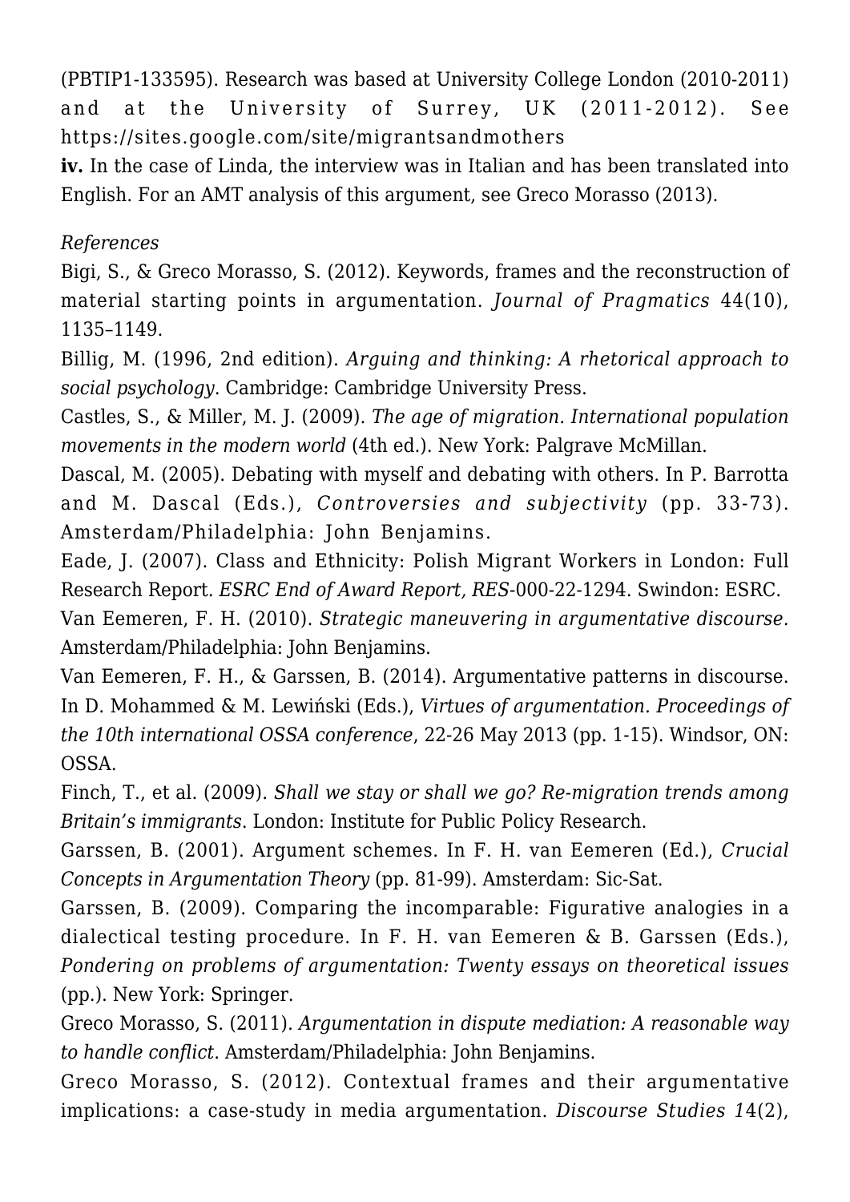(PBTIP1-133595). Research was based at University College London (2010-2011) and at the University of Surrey, UK (2011-2012). See https://sites.google.com/site/migrantsandmothers

**iv.** In the case of Linda, the interview was in Italian and has been translated into English. For an AMT analysis of this argument, see Greco Morasso (2013).

*References*

Bigi, S., & Greco Morasso, S. (2012). Keywords, frames and the reconstruction of material starting points in argumentation. *Journal of Pragmatics* 44(10), 1135–1149.

Billig, M. (1996, 2nd edition). *Arguing and thinking: A rhetorical approach to social psychology*. Cambridge: Cambridge University Press.

Castles, S., & Miller, M. J. (2009). *The age of migration. International population movements in the modern world* (4th ed.). New York: Palgrave McMillan.

Dascal, M. (2005). Debating with myself and debating with others. In P. Barrotta and M. Dascal (Eds.), *Controversies and subjectivity* (pp. 33-73). Amsterdam/Philadelphia: John Benjamins.

Eade, J. (2007). Class and Ethnicity: Polish Migrant Workers in London: Full Research Report. *ESRC End of Award Report, RES*-000-22-1294. Swindon: ESRC.

Van Eemeren, F. H. (2010). *Strategic maneuvering in argumentative discourse.* Amsterdam/Philadelphia: John Benjamins.

Van Eemeren, F. H., & Garssen, B. (2014). Argumentative patterns in discourse. In D. Mohammed & M. Lewiński (Eds.), *Virtues of argumentation. Proceedings of the 10th international OSSA conference*, 22-26 May 2013 (pp. 1-15). Windsor, ON: OSSA.

Finch, T., et al. (2009). *Shall we stay or shall we go? Re-migration trends among Britain's immigrants*. London: Institute for Public Policy Research.

Garssen, B. (2001). Argument schemes. In F. H. van Eemeren (Ed.), *Crucial Concepts in Argumentation Theory* (pp. 81-99). Amsterdam: Sic-Sat.

Garssen, B. (2009). Comparing the incomparable: Figurative analogies in a dialectical testing procedure. In F. H. van Eemeren & B. Garssen (Eds.), *Pondering on problems of argumentation: Twenty essays on theoretical issues* (pp.). New York: Springer.

Greco Morasso, S. (2011). *Argumentation in dispute mediation: A reasonable way to handle conflict*. Amsterdam/Philadelphia: John Benjamins.

Greco Morasso, S. (2012). Contextual frames and their argumentative implications: a case-study in media argumentation. *Discourse Studies 14*(2),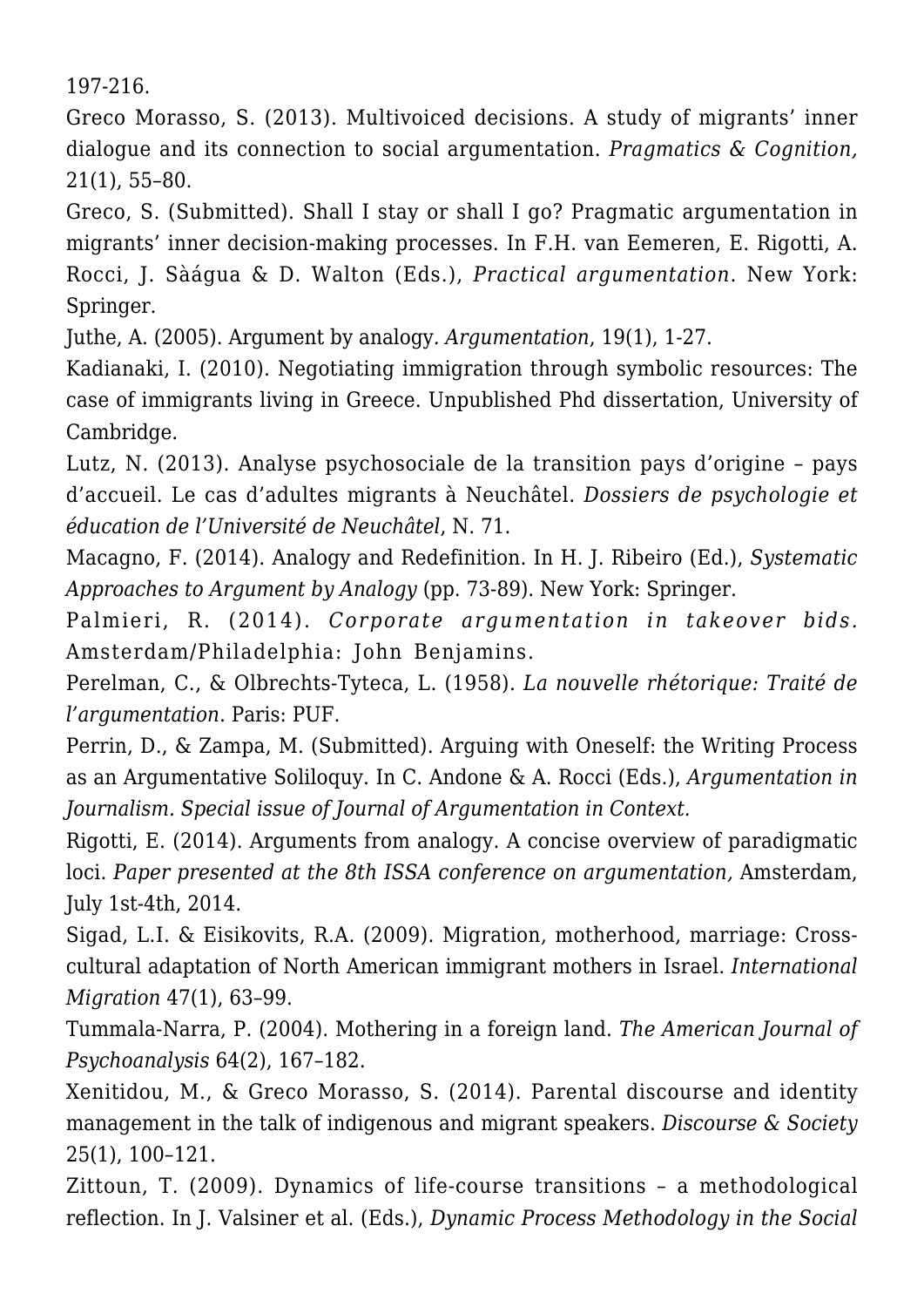197-216.

Greco Morasso, S. (2013). Multivoiced decisions. A study of migrants' inner dialogue and its connection to social argumentation. *Pragmatics & Cognition,* 21(1), 55–80.

Greco, S. (Submitted). Shall I stay or shall I go? Pragmatic argumentation in migrants' inner decision-making processes. In F.H. van Eemeren, E. Rigotti, A. Rocci, J. Sàágua & D. Walton (Eds.), *Practical argumentation*. New York: Springer.

Juthe, A. (2005). Argument by analogy. *Argumentation*, 19(1), 1-27.

Kadianaki, I. (2010). Negotiating immigration through symbolic resources: The case of immigrants living in Greece. Unpublished Phd dissertation, University of Cambridge.

Lutz, N. (2013). Analyse psychosociale de la transition pays d'origine – pays d'accueil. Le cas d'adultes migrants à Neuchâtel. *Dossiers de psychologie et éducation de l'Université de Neuchâtel*, N. 71.

Macagno, F. (2014). Analogy and Redefinition. In H. J. Ribeiro (Ed.), *Systematic Approaches to Argument by Analogy* (pp. 73-89). New York: Springer.

Palmieri, R. (2014). *Corporate argumentation in takeover bids.* Amsterdam/Philadelphia: John Benjamins.

Perelman, C., & Olbrechts-Tyteca, L. (1958). *La nouvelle rhétorique: Traité de l'argumentation*. Paris: PUF.

Perrin, D., & Zampa, M. (Submitted). Arguing with Oneself: the Writing Process as an Argumentative Soliloquy. In C. Andone & A. Rocci (Eds.), *Argumentation in Journalism. Special issue of Journal of Argumentation in Context.*

Rigotti, E. (2014). Arguments from analogy. A concise overview of paradigmatic loci. *Paper presented at the 8th ISSA conference on argumentation,* Amsterdam, July 1st-4th, 2014.

Sigad, L.I. & Eisikovits, R.A. (2009). Migration, motherhood, marriage: Cross-cultural adaptation of North American immigrant mothers in Israel. *International Migration* 47(1), 63–99.

Tummala-Narra, P. (2004). Mothering in a foreign land. *The American Journal of Psychoanalysis* 64(2), 167–182.

Xenitidou, M., & Greco Morasso, S. (2014). Parental discourse and identity management in the talk of indigenous and migrant speakers. *Discourse & Society* 25(1), 100–121.

Zittoun, T. (2009). Dynamics of life-course transitions – a methodological reflection. In J. Valsiner et al. (Eds.), *Dynamic Process Methodology in the Social*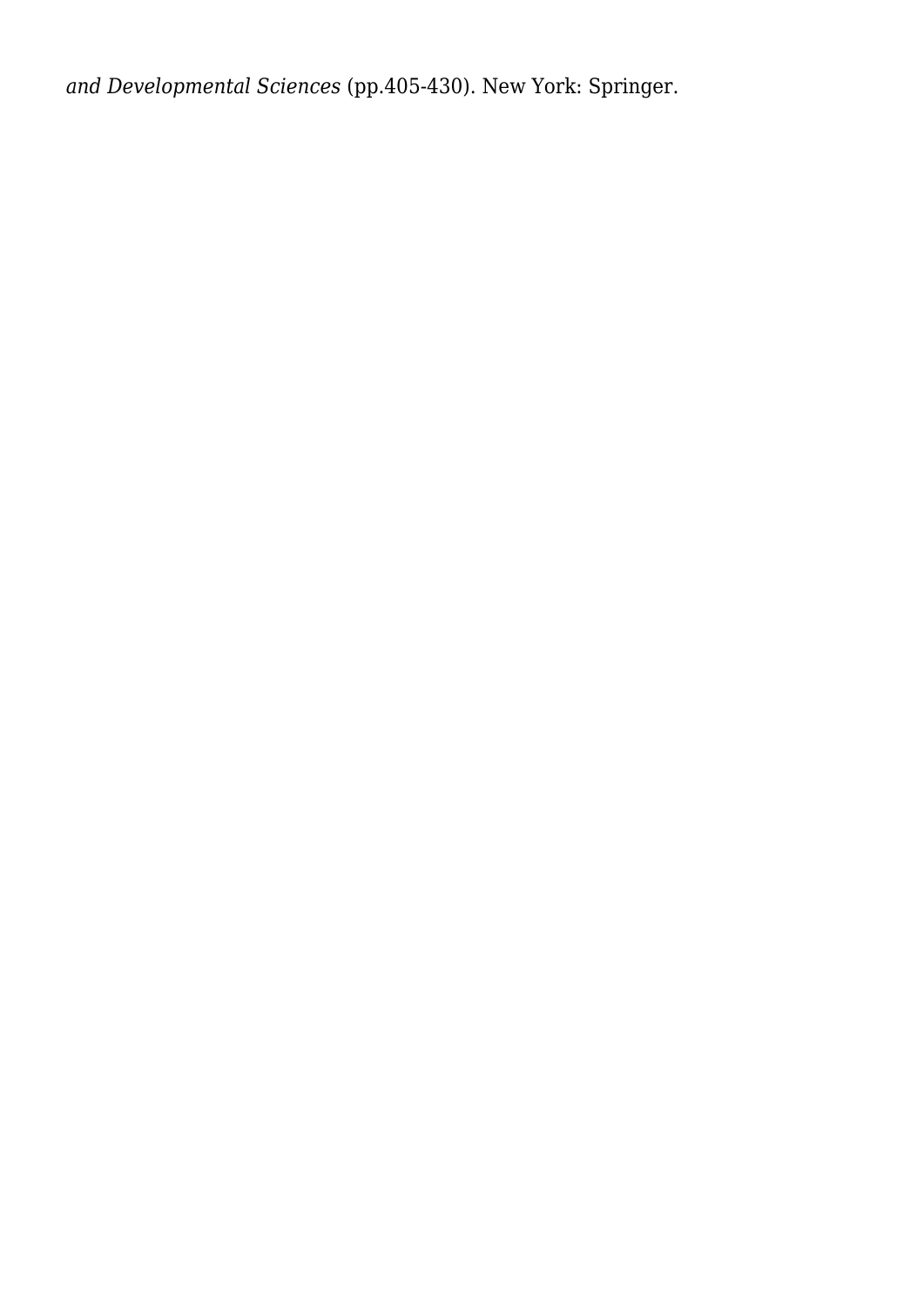*and Developmental Sciences* (pp.405-430). New York: Springer.